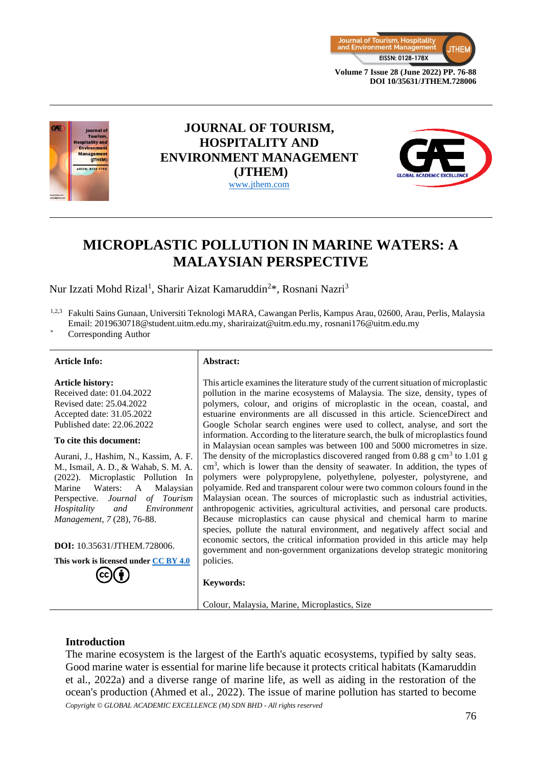# JOURNAL OF TOURISM, HOSPITALITY AND ENVIRONMENT MANAGEMENT (JTHEM)

www.jthem.com

# MICROPLASTIC POLLUTION IN MARINE WATERS: A MALAYSIAN PERSPECTIVE

Nur Izzati Mohd Rizal[1], Sharir Aizat Kamaruddin[2]*, Rosnani Nazri[3]

[1,2,3] Fakulti Sains Gunaan, Universiti Teknologi MARA, Cawangan Perlis, Kampus Arau, 02600, Arau, Perlis, Malaysia
Email: 2019630718@student.uitm.edu.my, shariraizat@uitm.edu.my, rosnani176@uitm.edu.my

[*] Corresponding Author

**Article Info:**

**Article history:**
Received date: 01.04.2022
Revised date: 25.04.2022
Accepted date: 31.05.2022
Published date: 22.06.2022

**To cite this document:**

Aurani, J., Hashim, N., Kassim, A. F. M., Ismail, A. D., & Wahab, S. M. A. (2022). Microplastic Pollution In Marine Waters: A Malaysian Perspective. *Journal of Tourism Hospitality and Environment Management, 7* (28), 76-88.

**DOI:** 10.35631/JTHEM.728006.

**This work is licensed under CC BY 4.0**

**Abstract:**

This article examines the literature study of the current situation of microplastic pollution in the marine ecosystems of Malaysia. The size, density, types of polymers, colour, and origins of microplastic in the ocean, coastal, and estuarine environments are all discussed in this article. ScienceDirect and Google Scholar search engines were used to collect, analyse, and sort the information. According to the literature search, the bulk of microplastics found in Malaysian ocean samples was between 100 and 5000 micrometres in size. The density of the microplastics discovered ranged from 0.88 g $cm^3$ to 1.01 g $cm^3$, which is lower than the density of seawater. In addition, the types of polymers were polypropylene, polyethylene, polyester, polystyrene, and polyamide. Red and transparent colour were two common colours found in the Malaysian ocean. The sources of microplastic such as industrial activities, anthropogenic activities, agricultural activities, and personal care products. Because microplastics can cause physical and chemical harm to marine species, pollute the natural environment, and negatively affect social and economic sectors, the critical information provided in this article may help government and non-government organizations develop strategic monitoring policies.

**Keywords:**

Colour, Malaysia, Marine, Microplastics, Size

## Introduction

The marine ecosystem is the largest of the Earth's aquatic ecosystems, typified by salty seas. Good marine water is essential for marine life because it protects critical habitats (Kamaruddin et al., 2022a) and a diverse range of marine life, as well as aiding in the restoration of the ocean's production (Ahmed et al., 2022). The issue of marine pollution has started to become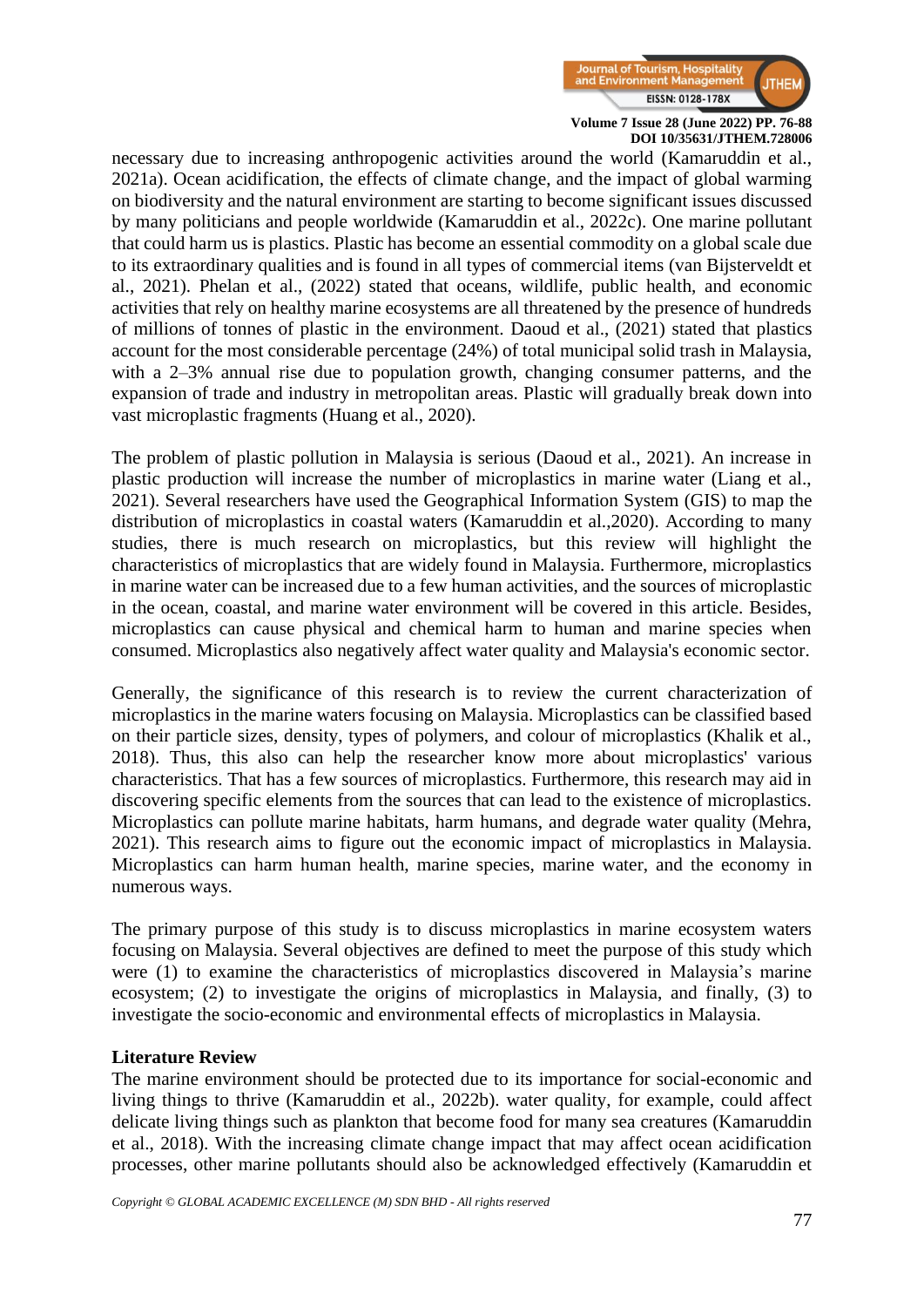necessary due to increasing anthropogenic activities around the world (Kamaruddin et al., 2021a). Ocean acidification, the effects of climate change, and the impact of global warming on biodiversity and the natural environment are starting to become significant issues discussed by many politicians and people worldwide (Kamaruddin et al., 2022c). One marine pollutant that could harm us is plastics. Plastic has become an essential commodity on a global scale due to its extraordinary qualities and is found in all types of commercial items (van Bijsterveldt et al., 2021). Phelan et al., (2022) stated that oceans, wildlife, public health, and economic activities that rely on healthy marine ecosystems are all threatened by the presence of hundreds of millions of tonnes of plastic in the environment. Daoud et al., (2021) stated that plastics account for the most considerable percentage (24%) of total municipal solid trash in Malaysia, with a 2–3% annual rise due to population growth, changing consumer patterns, and the expansion of trade and industry in metropolitan areas. Plastic will gradually break down into vast microplastic fragments (Huang et al., 2020).

The problem of plastic pollution in Malaysia is serious (Daoud et al., 2021). An increase in plastic production will increase the number of microplastics in marine water (Liang et al., 2021). Several researchers have used the Geographical Information System (GIS) to map the distribution of microplastics in coastal waters (Kamaruddin et al.,2020). According to many studies, there is much research on microplastics, but this review will highlight the characteristics of microplastics that are widely found in Malaysia. Furthermore, microplastics in marine water can be increased due to a few human activities, and the sources of microplastic in the ocean, coastal, and marine water environment will be covered in this article. Besides, microplastics can cause physical and chemical harm to human and marine species when consumed. Microplastics also negatively affect water quality and Malaysia's economic sector.

Generally, the significance of this research is to review the current characterization of microplastics in the marine waters focusing on Malaysia. Microplastics can be classified based on their particle sizes, density, types of polymers, and colour of microplastics (Khalik et al., 2018). Thus, this also can help the researcher know more about microplastics' various characteristics. That has a few sources of microplastics. Furthermore, this research may aid in discovering specific elements from the sources that can lead to the existence of microplastics. Microplastics can pollute marine habitats, harm humans, and degrade water quality (Mehra, 2021). This research aims to figure out the economic impact of microplastics in Malaysia. Microplastics can harm human health, marine species, marine water, and the economy in numerous ways.

The primary purpose of this study is to discuss microplastics in marine ecosystem waters focusing on Malaysia. Several objectives are defined to meet the purpose of this study which were (1) to examine the characteristics of microplastics discovered in Malaysia's marine ecosystem; (2) to investigate the origins of microplastics in Malaysia, and finally, (3) to investigate the socio-economic and environmental effects of microplastics in Malaysia.

## Literature Review

The marine environment should be protected due to its importance for social-economic and living things to thrive (Kamaruddin et al., 2022b). water quality, for example, could affect delicate living things such as plankton that become food for many sea creatures (Kamaruddin et al., 2018). With the increasing climate change impact that may affect ocean acidification processes, other marine pollutants should also be acknowledged effectively (Kamaruddin et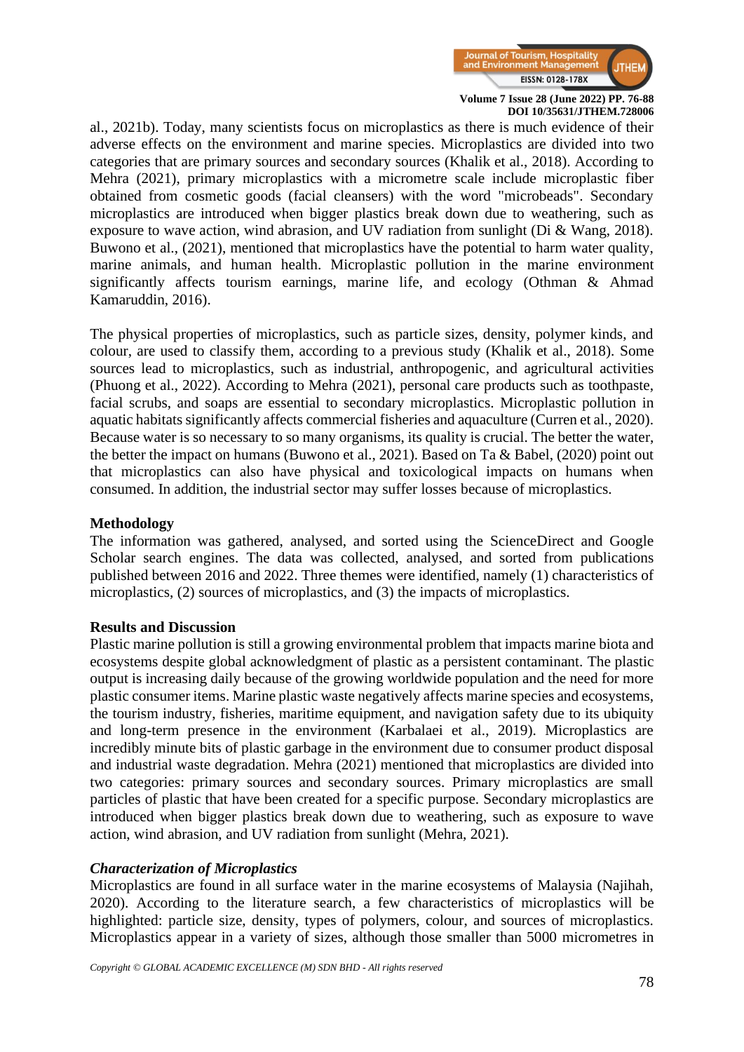al., 2021b). Today, many scientists focus on microplastics as there is much evidence of their adverse effects on the environment and marine species. Microplastics are divided into two categories that are primary sources and secondary sources (Khalik et al., 2018). According to Mehra (2021), primary microplastics with a micrometre scale include microplastic fiber obtained from cosmetic goods (facial cleansers) with the word "microbeads". Secondary microplastics are introduced when bigger plastics break down due to weathering, such as exposure to wave action, wind abrasion, and UV radiation from sunlight (Di & Wang, 2018). Buwono et al., (2021), mentioned that microplastics have the potential to harm water quality, marine animals, and human health. Microplastic pollution in the marine environment significantly affects tourism earnings, marine life, and ecology (Othman & Ahmad Kamaruddin, 2016).

The physical properties of microplastics, such as particle sizes, density, polymer kinds, and colour, are used to classify them, according to a previous study (Khalik et al., 2018). Some sources lead to microplastics, such as industrial, anthropogenic, and agricultural activities (Phuong et al., 2022). According to Mehra (2021), personal care products such as toothpaste, facial scrubs, and soaps are essential to secondary microplastics. Microplastic pollution in aquatic habitats significantly affects commercial fisheries and aquaculture (Curren et al., 2020). Because water is so necessary to so many organisms, its quality is crucial. The better the water, the better the impact on humans (Buwono et al., 2021). Based on Ta & Babel, (2020) point out that microplastics can also have physical and toxicological impacts on humans when consumed. In addition, the industrial sector may suffer losses because of microplastics.

## Methodology

The information was gathered, analysed, and sorted using the ScienceDirect and Google Scholar search engines. The data was collected, analysed, and sorted from publications published between 2016 and 2022. Three themes were identified, namely (1) characteristics of microplastics, (2) sources of microplastics, and (3) the impacts of microplastics.

## Results and Discussion

Plastic marine pollution is still a growing environmental problem that impacts marine biota and ecosystems despite global acknowledgment of plastic as a persistent contaminant. The plastic output is increasing daily because of the growing worldwide population and the need for more plastic consumer items. Marine plastic waste negatively affects marine species and ecosystems, the tourism industry, fisheries, maritime equipment, and navigation safety due to its ubiquity and long-term presence in the environment (Karbalaei et al., 2019). Microplastics are incredibly minute bits of plastic garbage in the environment due to consumer product disposal and industrial waste degradation. Mehra (2021) mentioned that microplastics are divided into two categories: primary sources and secondary sources. Primary microplastics are small particles of plastic that have been created for a specific purpose. Secondary microplastics are introduced when bigger plastics break down due to weathering, such as exposure to wave action, wind abrasion, and UV radiation from sunlight (Mehra, 2021).

### *Characterization of Microplastics*

Microplastics are found in all surface water in the marine ecosystems of Malaysia (Najihah, 2020). According to the literature search, a few characteristics of microplastics will be highlighted: particle size, density, types of polymers, colour, and sources of microplastics. Microplastics appear in a variety of sizes, although those smaller than 5000 micrometres in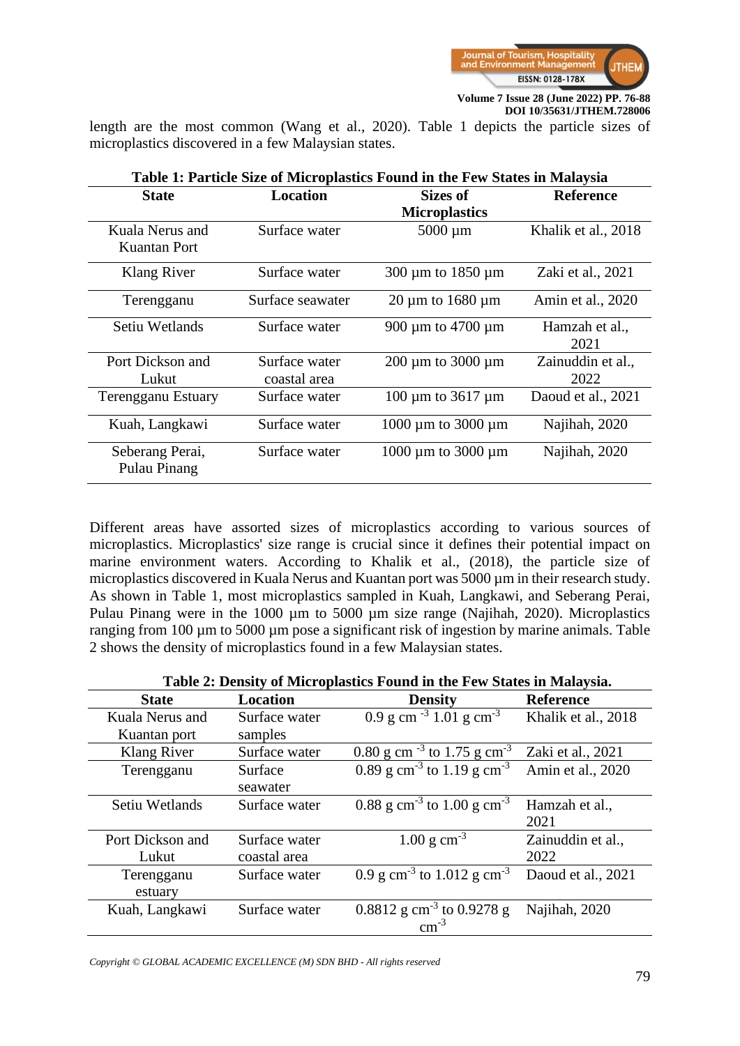length are the most common (Wang et al., 2020). Table 1 depicts the particle sizes of microplastics discovered in a few Malaysian states.

**Table 1: Particle Size of Microplastics Found in the Few States in Malaysia**

| State | Location | Sizes of Microplastics | Reference |
|---|---|---|---|
| Kuala Nerus and Kuantan Port | Surface water | 5000 µm | Khalik et al., 2018 |
| Klang River | Surface water | 300 µm to 1850 µm | Zaki et al., 2021 |
| Terengganu | Surface seawater | 20 µm to 1680 µm | Amin et al., 2020 |
| Setiu Wetlands | Surface water | 900 µm to 4700 µm | Hamzah et al., 2021 |
| Port Dickson and Lukut | Surface water coastal area | 200 µm to 3000 µm | Zainuddin et al., 2022 |
| Terengganu Estuary | Surface water | 100 µm to 3617 µm | Daoud et al., 2021 |
| Kuah, Langkawi | Surface water | 1000 µm to 3000 µm | Najihah, 2020 |
| Seberang Perai, Pulau Pinang | Surface water | 1000 µm to 3000 µm | Najihah, 2020 |

Different areas have assorted sizes of microplastics according to various sources of microplastics. Microplastics' size range is crucial since it defines their potential impact on marine environment waters. According to Khalik et al., (2018), the particle size of microplastics discovered in Kuala Nerus and Kuantan port was 5000 µm in their research study. As shown in Table 1, most microplastics sampled in Kuah, Langkawi, and Seberang Perai, Pulau Pinang were in the 1000 µm to 5000 µm size range (Najihah, 2020). Microplastics ranging from 100 µm to 5000 µm pose a significant risk of ingestion by marine animals. Table 2 shows the density of microplastics found in a few Malaysian states.

**Table 2: Density of Microplastics Found in the Few States in Malaysia.**

| State | Location | Density | Reference |
|---|---|---|---|
| Kuala Nerus and Kuantan port | Surface water samples | 0.9 g cm $^{-3}$ 1.01 g cm$^{-3}$ | Khalik et al., 2018 |
| Klang River | Surface water | 0.80 g cm $^{-3}$ to 1.75 g cm$^{-3}$ | Zaki et al., 2021 |
| Terengganu | Surface seawater | 0.89 g cm$^{-3}$ to 1.19 g cm$^{-3}$ | Amin et al., 2020 |
| Setiu Wetlands | Surface water | 0.88 g cm$^{-3}$ to 1.00 g cm$^{-3}$ | Hamzah et al., 2021 |
| Port Dickson and Lukut | Surface water coastal area | 1.00 g cm$^{-3}$ | Zainuddin et al., 2022 |
| Terengganu estuary | Surface water | 0.9 g cm$^{-3}$ to 1.012 g cm$^{-3}$ | Daoud et al., 2021 |
| Kuah, Langkawi | Surface water | 0.8812 g cm$^{-3}$ to 0.9278 g cm$^{-3}$ | Najihah, 2020 |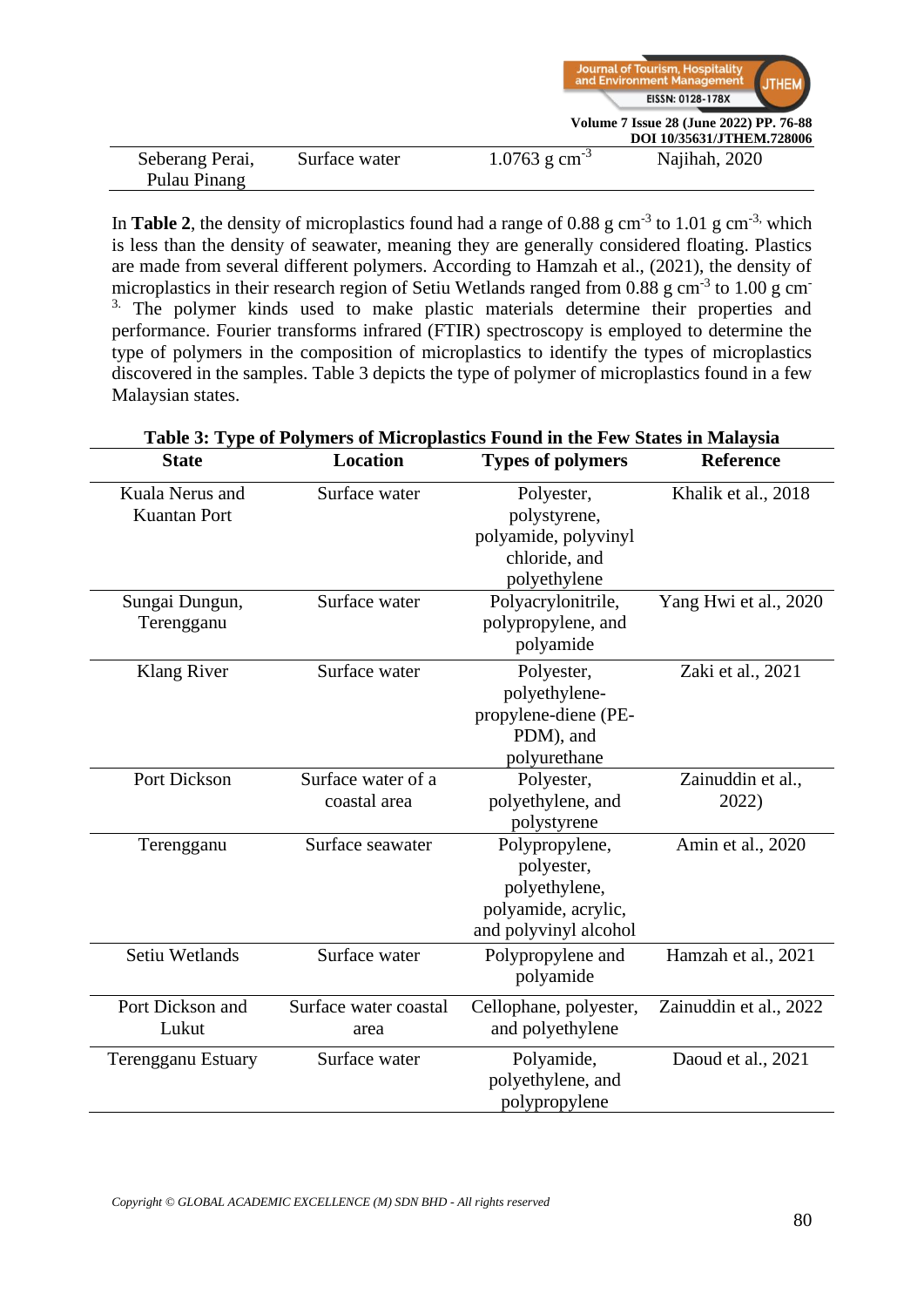| Seberang Perai, Pulau Pinang | Surface water | 1.0763 g $cm^{-3}$ | Najihah, 2020 |
|---|---|---|---|

In **Table 2**, the density of microplastics found had a range of 0.88 g $cm^{-3}$ to 1.01 g $cm^{-3}$, which is less than the density of seawater, meaning they are generally considered floating. Plastics are made from several different polymers. According to Hamzah et al., (2021), the density of microplastics in their research region of Setiu Wetlands ranged from 0.88 g $cm^{-3}$ to 1.00 g $cm^{-3}$. The polymer kinds used to make plastic materials determine their properties and performance. Fourier transforms infrared (FTIR) spectroscopy is employed to determine the type of polymers in the composition of microplastics to identify the types of microplastics discovered in the samples. Table 3 depicts the type of polymer of microplastics found in a few Malaysian states.

**Table 3: Type of Polymers of Microplastics Found in the Few States in Malaysia**

| State | Location | Types of polymers | Reference |
|---|---|---|---|
| Kuala Nerus and Kuantan Port | Surface water | Polyester, polystyrene, polyamide, polyvinyl chloride, and polyethylene | Khalik et al., 2018 |
| Sungai Dungun, Terengganu | Surface water | Polyacrylonitrile, polypropylene, and polyamide | Yang Hwi et al., 2020 |
| Klang River | Surface water | Polyester, polyethylene-propylene-diene (PE-PDM), and polyurethane | Zaki et al., 2021 |
| Port Dickson | Surface water of a coastal area | Polyester, polyethylene, and polystyrene | Zainuddin et al., 2022) |
| Terengganu | Surface seawater | Polypropylene, polyester, polyethylene, polyamide, acrylic, and polyvinyl alcohol | Amin et al., 2020 |
| Setiu Wetlands | Surface water | Polypropylene and polyamide | Hamzah et al., 2021 |
| Port Dickson and Lukut | Surface water coastal area | Cellophane, polyester, and polyethylene | Zainuddin et al., 2022 |
| Terengganu Estuary | Surface water | Polyamide, polyethylene, and polypropylene | Daoud et al., 2021 |

*Copyright © GLOBAL ACADEMIC EXCELLENCE (M) SDN BHD - All rights reserved*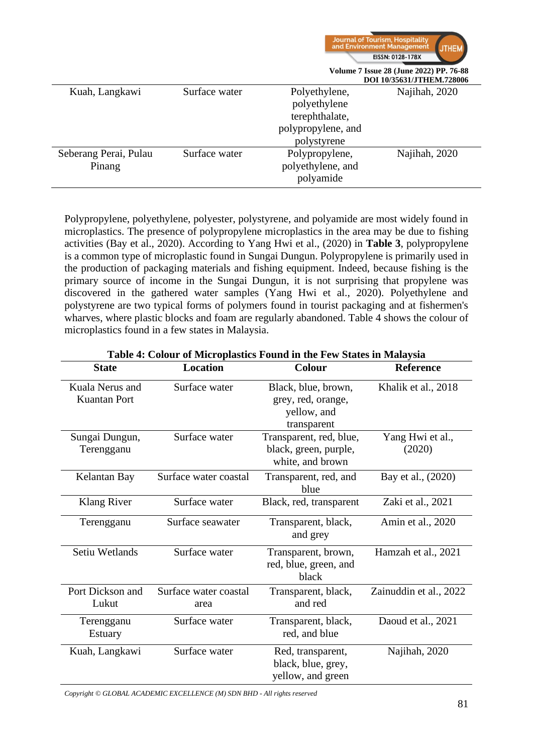| Kuah, Langkawi | Surface water | Polyethylene, polyethylene terephthalate, polypropylene, and polystyrene | Najihah, 2020 |
|---|---|---|---|
| Seberang Perai, Pulau Pinang | Surface water | Polypropylene, polyethylene, and polyamide | Najihah, 2020 |

Polypropylene, polyethylene, polyester, polystyrene, and polyamide are most widely found in microplastics. The presence of polypropylene microplastics in the area may be due to fishing activities (Bay et al., 2020). According to Yang Hwi et al., (2020) in **Table 3**, polypropylene is a common type of microplastic found in Sungai Dungun. Polypropylene is primarily used in the production of packaging materials and fishing equipment. Indeed, because fishing is the primary source of income in the Sungai Dungun, it is not surprising that propylene was discovered in the gathered water samples (Yang Hwi et al., 2020). Polyethylene and polystyrene are two typical forms of polymers found in tourist packaging and at fishermen's wharves, where plastic blocks and foam are regularly abandoned. Table 4 shows the colour of microplastics found in a few states in Malaysia.

**Table 4: Colour of Microplastics Found in the Few States in Malaysia**

| State | Location | Colour | Reference |
|---|---|---|---|
| Kuala Nerus and Kuantan Port | Surface water | Black, blue, brown, grey, red, orange, yellow, and transparent | Khalik et al., 2018 |
| Sungai Dungun, Terengganu | Surface water | Transparent, red, blue, black, green, purple, white, and brown | Yang Hwi et al., (2020) |
| Kelantan Bay | Surface water coastal | Transparent, red, and blue | Bay et al., (2020) |
| Klang River | Surface water | Black, red, transparent | Zaki et al., 2021 |
| Terengganu | Surface seawater | Transparent, black, and grey | Amin et al., 2020 |
| Setiu Wetlands | Surface water | Transparent, brown, red, blue, green, and black | Hamzah et al., 2021 |
| Port Dickson and Lukut | Surface water coastal area | Transparent, black, and red | Zainuddin et al., 2022 |
| Terengganu Estuary | Surface water | Transparent, black, red, and blue | Daoud et al., 2021 |
| Kuah, Langkawi | Surface water | Red, transparent, black, blue, grey, yellow, and green | Najihah, 2020 |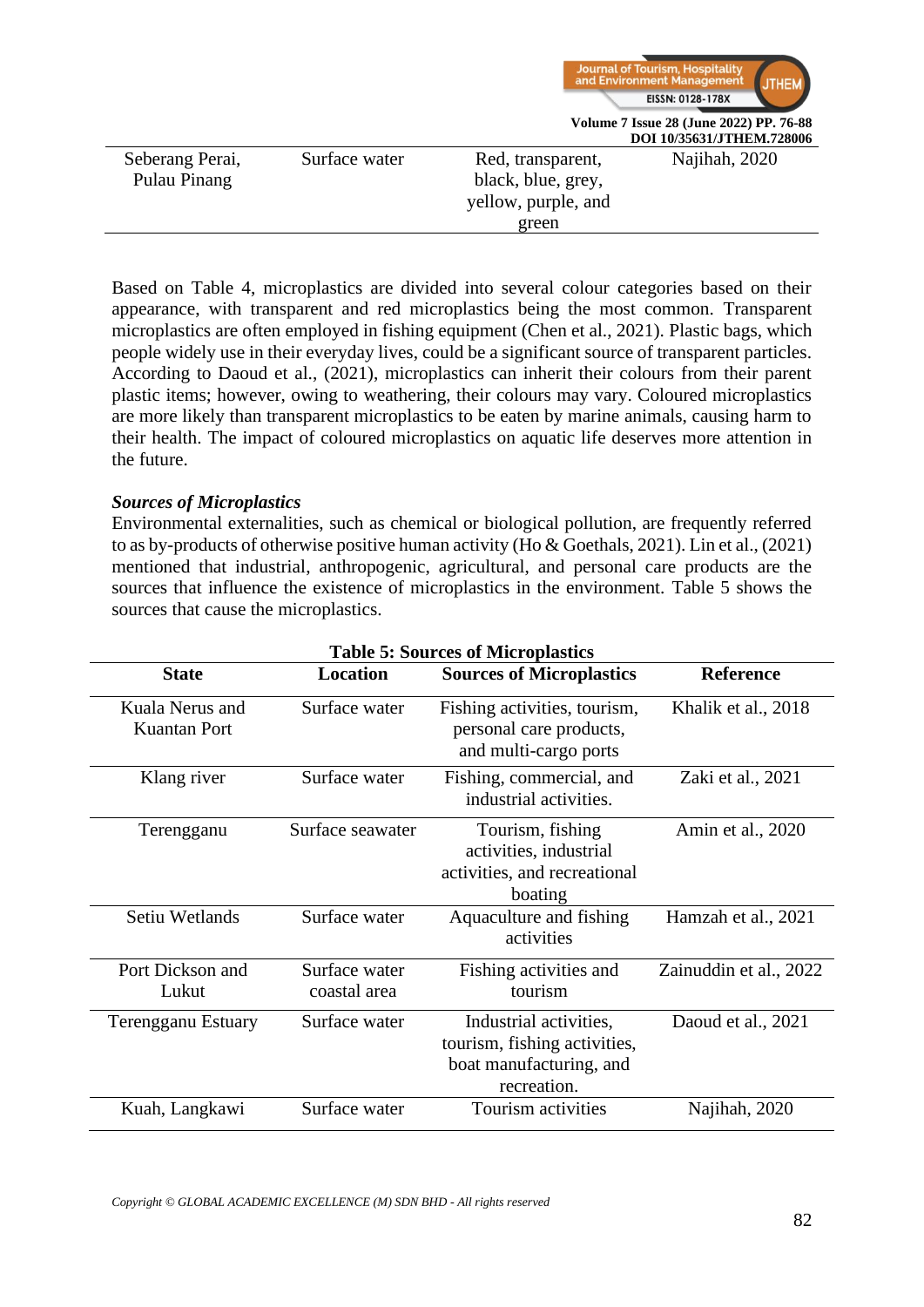| Seberang Perai, Pulau Pinang | Surface water | Red, transparent, black, blue, grey, yellow, purple, and green | Najihah, 2020 |
|---|---|---|---|

Based on Table 4, microplastics are divided into several colour categories based on their appearance, with transparent and red microplastics being the most common. Transparent microplastics are often employed in fishing equipment (Chen et al., 2021). Plastic bags, which people widely use in their everyday lives, could be a significant source of transparent particles. According to Daoud et al., (2021), microplastics can inherit their colours from their parent plastic items; however, owing to weathering, their colours may vary. Coloured microplastics are more likely than transparent microplastics to be eaten by marine animals, causing harm to their health. The impact of coloured microplastics on aquatic life deserves more attention in the future.

***Sources of Microplastics***

Environmental externalities, such as chemical or biological pollution, are frequently referred to as by-products of otherwise positive human activity (Ho & Goethals, 2021). Lin et al., (2021) mentioned that industrial, anthropogenic, agricultural, and personal care products are the sources that influence the existence of microplastics in the environment. Table 5 shows the sources that cause the microplastics.

**Table 5: Sources of Microplastics**

| State | Location | Sources of Microplastics | Reference |
|---|---|---|---|
| Kuala Nerus and Kuantan Port | Surface water | Fishing activities, tourism, personal care products, and multi-cargo ports | Khalik et al., 2018 |
| Klang river | Surface water | Fishing, commercial, and industrial activities. | Zaki et al., 2021 |
| Terengganu | Surface seawater | Tourism, fishing activities, industrial activities, and recreational boating | Amin et al., 2020 |
| Setiu Wetlands | Surface water | Aquaculture and fishing activities | Hamzah et al., 2021 |
| Port Dickson and Lukut | Surface water coastal area | Fishing activities and tourism | Zainuddin et al., 2022 |
| Terengganu Estuary | Surface water | Industrial activities, tourism, fishing activities, boat manufacturing, and recreation. | Daoud et al., 2021 |
| Kuah, Langkawi | Surface water | Tourism activities | Najihah, 2020 |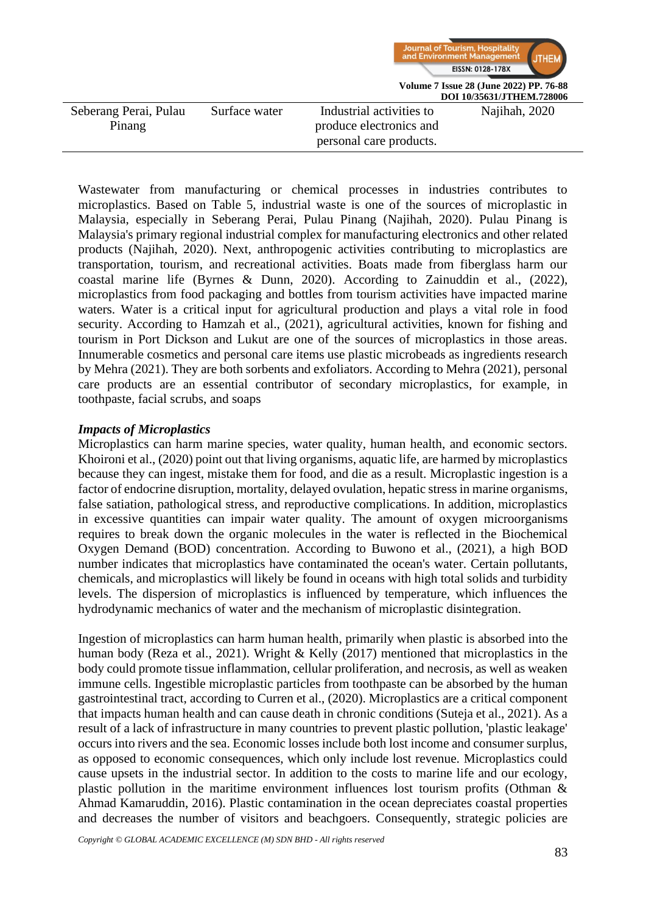| Seberang Perai, Pulau Pinang | Surface water | Industrial activities to produce electronics and personal care products. | Najihah, 2020 |
|---|---|---|---|

Wastewater from manufacturing or chemical processes in industries contributes to microplastics. Based on Table 5, industrial waste is one of the sources of microplastic in Malaysia, especially in Seberang Perai, Pulau Pinang (Najihah, 2020). Pulau Pinang is Malaysia's primary regional industrial complex for manufacturing electronics and other related products (Najihah, 2020). Next, anthropogenic activities contributing to microplastics are transportation, tourism, and recreational activities. Boats made from fiberglass harm our coastal marine life (Byrnes & Dunn, 2020). According to Zainuddin et al., (2022), microplastics from food packaging and bottles from tourism activities have impacted marine waters. Water is a critical input for agricultural production and plays a vital role in food security. According to Hamzah et al., (2021), agricultural activities, known for fishing and tourism in Port Dickson and Lukut are one of the sources of microplastics in those areas. Innumerable cosmetics and personal care items use plastic microbeads as ingredients research by Mehra (2021). They are both sorbents and exfoliators. According to Mehra (2021), personal care products are an essential contributor of secondary microplastics, for example, in toothpaste, facial scrubs, and soaps

***Impacts of Microplastics***

Microplastics can harm marine species, water quality, human health, and economic sectors. Khoironi et al., (2020) point out that living organisms, aquatic life, are harmed by microplastics because they can ingest, mistake them for food, and die as a result. Microplastic ingestion is a factor of endocrine disruption, mortality, delayed ovulation, hepatic stress in marine organisms, false satiation, pathological stress, and reproductive complications. In addition, microplastics in excessive quantities can impair water quality. The amount of oxygen microorganisms requires to break down the organic molecules in the water is reflected in the Biochemical Oxygen Demand (BOD) concentration. According to Buwono et al., (2021), a high BOD number indicates that microplastics have contaminated the ocean's water. Certain pollutants, chemicals, and microplastics will likely be found in oceans with high total solids and turbidity levels. The dispersion of microplastics is influenced by temperature, which influences the hydrodynamic mechanics of water and the mechanism of microplastic disintegration.

Ingestion of microplastics can harm human health, primarily when plastic is absorbed into the human body (Reza et al., 2021). Wright & Kelly (2017) mentioned that microplastics in the body could promote tissue inflammation, cellular proliferation, and necrosis, as well as weaken immune cells. Ingestible microplastic particles from toothpaste can be absorbed by the human gastrointestinal tract, according to Curren et al., (2020). Microplastics are a critical component that impacts human health and can cause death in chronic conditions (Suteja et al., 2021). As a result of a lack of infrastructure in many countries to prevent plastic pollution, 'plastic leakage' occurs into rivers and the sea. Economic losses include both lost income and consumer surplus, as opposed to economic consequences, which only include lost revenue. Microplastics could cause upsets in the industrial sector. In addition to the costs to marine life and our ecology, plastic pollution in the maritime environment influences lost tourism profits (Othman & Ahmad Kamaruddin, 2016). Plastic contamination in the ocean depreciates coastal properties and decreases the number of visitors and beachgoers. Consequently, strategic policies are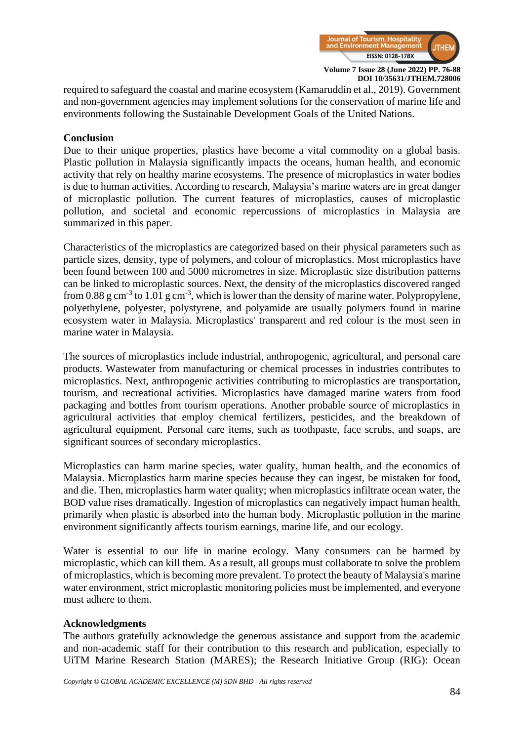required to safeguard the coastal and marine ecosystem (Kamaruddin et al., 2019). Government and non-government agencies may implement solutions for the conservation of marine life and environments following the Sustainable Development Goals of the United Nations.

## Conclusion

Due to their unique properties, plastics have become a vital commodity on a global basis. Plastic pollution in Malaysia significantly impacts the oceans, human health, and economic activity that rely on healthy marine ecosystems. The presence of microplastics in water bodies is due to human activities. According to research, Malaysia's marine waters are in great danger of microplastic pollution. The current features of microplastics, causes of microplastic pollution, and societal and economic repercussions of microplastics in Malaysia are summarized in this paper.

Characteristics of the microplastics are categorized based on their physical parameters such as particle sizes, density, type of polymers, and colour of microplastics. Most microplastics have been found between 100 and 5000 micrometres in size. Microplastic size distribution patterns can be linked to microplastic sources. Next, the density of the microplastics discovered ranged from 0.88 g $cm^{-3}$ to 1.01 g $cm^{-3}$, which is lower than the density of marine water. Polypropylene, polyethylene, polyester, polystyrene, and polyamide are usually polymers found in marine ecosystem water in Malaysia. Microplastics' transparent and red colour is the most seen in marine water in Malaysia.

The sources of microplastics include industrial, anthropogenic, agricultural, and personal care products. Wastewater from manufacturing or chemical processes in industries contributes to microplastics. Next, anthropogenic activities contributing to microplastics are transportation, tourism, and recreational activities. Microplastics have damaged marine waters from food packaging and bottles from tourism operations. Another probable source of microplastics in agricultural activities that employ chemical fertilizers, pesticides, and the breakdown of agricultural equipment. Personal care items, such as toothpaste, face scrubs, and soaps, are significant sources of secondary microplastics.

Microplastics can harm marine species, water quality, human health, and the economics of Malaysia. Microplastics harm marine species because they can ingest, be mistaken for food, and die. Then, microplastics harm water quality; when microplastics infiltrate ocean water, the BOD value rises dramatically. Ingestion of microplastics can negatively impact human health, primarily when plastic is absorbed into the human body. Microplastic pollution in the marine environment significantly affects tourism earnings, marine life, and our ecology.

Water is essential to our life in marine ecology. Many consumers can be harmed by microplastic, which can kill them. As a result, all groups must collaborate to solve the problem of microplastics, which is becoming more prevalent. To protect the beauty of Malaysia's marine water environment, strict microplastic monitoring policies must be implemented, and everyone must adhere to them.

## Acknowledgments

The authors gratefully acknowledge the generous assistance and support from the academic and non-academic staff for their contribution to this research and publication, especially to UiTM Marine Research Station (MARES); the Research Initiative Group (RIG): Ocean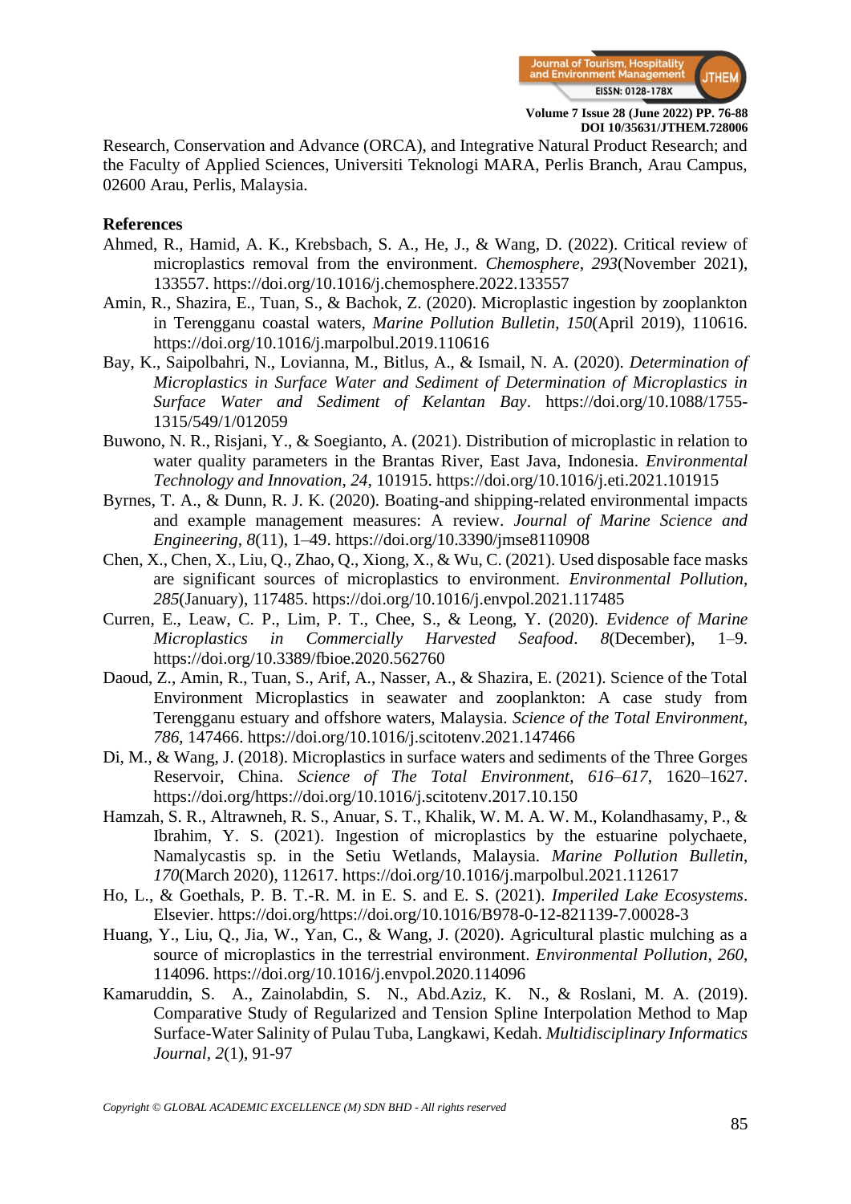Research, Conservation and Advance (ORCA), and Integrative Natural Product Research; and the Faculty of Applied Sciences, Universiti Teknologi MARA, Perlis Branch, Arau Campus, 02600 Arau, Perlis, Malaysia.

**References**

Ahmed, R., Hamid, A. K., Krebsbach, S. A., He, J., & Wang, D. (2022). Critical review of microplastics removal from the environment. *Chemosphere*, *293*(November 2021), 133557. https://doi.org/10.1016/j.chemosphere.2022.133557

Amin, R., Shazira, E., Tuan, S., & Bachok, Z. (2020). Microplastic ingestion by zooplankton in Terengganu coastal waters, *Marine Pollution Bulletin*, *150*(April 2019), 110616. https://doi.org/10.1016/j.marpolbul.2019.110616

Bay, K., Saipolbahri, N., Lovianna, M., Bitlus, A., & Ismail, N. A. (2020). *Determination of Microplastics in Surface Water and Sediment of Determination of Microplastics in Surface Water and Sediment of Kelantan Bay*. https://doi.org/10.1088/1755-1315/549/1/012059

Buwono, N. R., Risjani, Y., & Soegianto, A. (2021). Distribution of microplastic in relation to water quality parameters in the Brantas River, East Java, Indonesia. *Environmental Technology and Innovation*, *24*, 101915. https://doi.org/10.1016/j.eti.2021.101915

Byrnes, T. A., & Dunn, R. J. K. (2020). Boating-and shipping-related environmental impacts and example management measures: A review. *Journal of Marine Science and Engineering*, *8*(11), 1–49. https://doi.org/10.3390/jmse8110908

Chen, X., Chen, X., Liu, Q., Zhao, Q., Xiong, X., & Wu, C. (2021). Used disposable face masks are significant sources of microplastics to environment. *Environmental Pollution*, *285*(January), 117485. https://doi.org/10.1016/j.envpol.2021.117485

Curren, E., Leaw, C. P., Lim, P. T., Chee, S., & Leong, Y. (2020). *Evidence of Marine Microplastics in Commercially Harvested Seafood*. *8*(December), 1–9. https://doi.org/10.3389/fbioe.2020.562760

Daoud, Z., Amin, R., Tuan, S., Arif, A., Nasser, A., & Shazira, E. (2021). Science of the Total Environment Microplastics in seawater and zooplankton: A case study from Terengganu estuary and offshore waters, Malaysia. *Science of the Total Environment*, *786*, 147466. https://doi.org/10.1016/j.scitotenv.2021.147466

Di, M., & Wang, J. (2018). Microplastics in surface waters and sediments of the Three Gorges Reservoir, China. *Science of The Total Environment*, *616–617*, 1620–1627. https://doi.org/https://doi.org/10.1016/j.scitotenv.2017.10.150

Hamzah, S. R., Altrawneh, R. S., Anuar, S. T., Khalik, W. M. A. W. M., Kolandhasamy, P., & Ibrahim, Y. S. (2021). Ingestion of microplastics by the estuarine polychaete, Namalycastis sp. in the Setiu Wetlands, Malaysia. *Marine Pollution Bulletin*, *170*(March 2020), 112617. https://doi.org/10.1016/j.marpolbul.2021.112617

Ho, L., & Goethals, P. B. T.-R. M. in E. S. and E. S. (2021). *Imperiled Lake Ecosystems*. Elsevier. https://doi.org/https://doi.org/10.1016/B978-0-12-821139-7.00028-3

Huang, Y., Liu, Q., Jia, W., Yan, C., & Wang, J. (2020). Agricultural plastic mulching as a source of microplastics in the terrestrial environment. *Environmental Pollution*, *260*, 114096. https://doi.org/10.1016/j.envpol.2020.114096

Kamaruddin, S. A., Zainolabdin, S. N., Abd.Aziz, K. N., & Roslani, M. A. (2019). Comparative Study of Regularized and Tension Spline Interpolation Method to Map Surface-Water Salinity of Pulau Tuba, Langkawi, Kedah. *Multidisciplinary Informatics Journal*, *2*(1), 91-97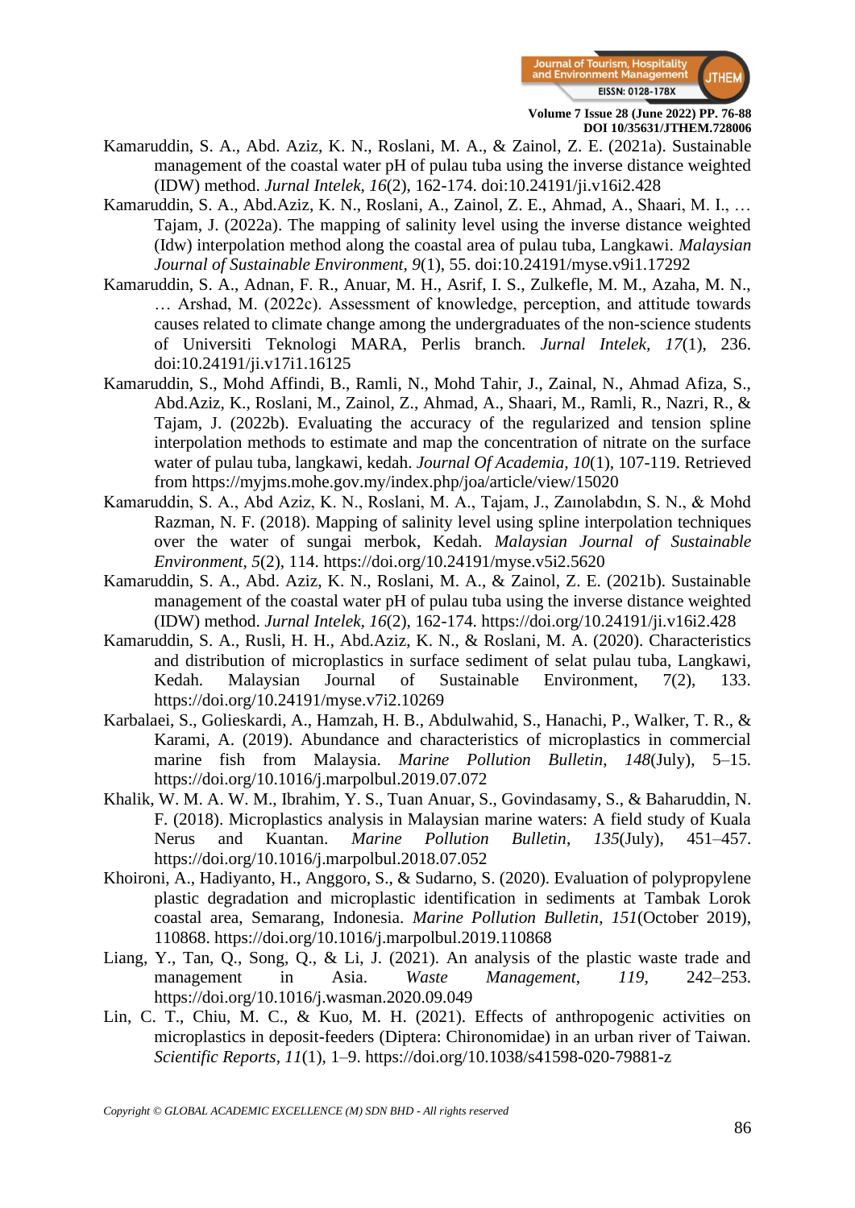Kamaruddin, S. A., Abd. Aziz, K. N., Roslani, M. A., & Zainol, Z. E. (2021a). Sustainable management of the coastal water pH of pulau tuba using the inverse distance weighted (IDW) method. *Jurnal Intelek*, *16*(2), 162-174. doi:10.24191/ji.v16i2.428

Kamaruddin, S. A., Abd.Aziz, K. N., Roslani, A., Zainol, Z. E., Ahmad, A., Shaari, M. I., … Tajam, J. (2022a). The mapping of salinity level using the inverse distance weighted (Idw) interpolation method along the coastal area of pulau tuba, Langkawi. *Malaysian Journal of Sustainable Environment*, *9*(1), 55. doi:10.24191/myse.v9i1.17292

Kamaruddin, S. A., Adnan, F. R., Anuar, M. H., Asrif, I. S., Zulkefle, M. M., Azaha, M. N., … Arshad, M. (2022c). Assessment of knowledge, perception, and attitude towards causes related to climate change among the undergraduates of the non-science students of Universiti Teknologi MARA, Perlis branch. *Jurnal Intelek*, *17*(1), 236. doi:10.24191/ji.v17i1.16125

Kamaruddin, S., Mohd Affindi, B., Ramli, N., Mohd Tahir, J., Zainal, N., Ahmad Afiza, S., Abd.Aziz, K., Roslani, M., Zainol, Z., Ahmad, A., Shaari, M., Ramli, R., Nazri, R., & Tajam, J. (2022b). Evaluating the accuracy of the regularized and tension spline interpolation methods to estimate and map the concentration of nitrate on the surface water of pulau tuba, langkawi, kedah. *Journal Of Academia*, *10*(1), 107-119. Retrieved from https://myjms.mohe.gov.my/index.php/joa/article/view/15020

Kamaruddin, S. A., Abd Aziz, K. N., Roslani, M. A., Tajam, J., Zaınolabdın, S. N., & Mohd Razman, N. F. (2018). Mapping of salinity level using spline interpolation techniques over the water of sungai merbok, Kedah. *Malaysian Journal of Sustainable Environment*, *5*(2), 114. https://doi.org/10.24191/myse.v5i2.5620

Kamaruddin, S. A., Abd. Aziz, K. N., Roslani, M. A., & Zainol, Z. E. (2021b). Sustainable management of the coastal water pH of pulau tuba using the inverse distance weighted (IDW) method. *Jurnal Intelek*, *16*(2), 162-174. https://doi.org/10.24191/ji.v16i2.428

Kamaruddin, S. A., Rusli, H. H., Abd.Aziz, K. N., & Roslani, M. A. (2020). Characteristics and distribution of microplastics in surface sediment of selat pulau tuba, Langkawi, Kedah. Malaysian Journal of Sustainable Environment, 7(2), 133. https://doi.org/10.24191/myse.v7i2.10269

Karbalaei, S., Golieskardi, A., Hamzah, H. B., Abdulwahid, S., Hanachi, P., Walker, T. R., & Karami, A. (2019). Abundance and characteristics of microplastics in commercial marine fish from Malaysia. *Marine Pollution Bulletin*, *148*(July), 5–15. https://doi.org/10.1016/j.marpolbul.2019.07.072

Khalik, W. M. A. W. M., Ibrahim, Y. S., Tuan Anuar, S., Govindasamy, S., & Baharuddin, N. F. (2018). Microplastics analysis in Malaysian marine waters: A field study of Kuala Nerus and Kuantan. *Marine Pollution Bulletin*, *135*(July), 451–457. https://doi.org/10.1016/j.marpolbul.2018.07.052

Khoironi, A., Hadiyanto, H., Anggoro, S., & Sudarno, S. (2020). Evaluation of polypropylene plastic degradation and microplastic identification in sediments at Tambak Lorok coastal area, Semarang, Indonesia. *Marine Pollution Bulletin*, *151*(October 2019), 110868. https://doi.org/10.1016/j.marpolbul.2019.110868

Liang, Y., Tan, Q., Song, Q., & Li, J. (2021). An analysis of the plastic waste trade and management in Asia. *Waste Management*, *119*, 242–253. https://doi.org/10.1016/j.wasman.2020.09.049

Lin, C. T., Chiu, M. C., & Kuo, M. H. (2021). Effects of anthropogenic activities on microplastics in deposit-feeders (Diptera: Chironomidae) in an urban river of Taiwan. *Scientific Reports*, *11*(1), 1–9. https://doi.org/10.1038/s41598-020-79881-z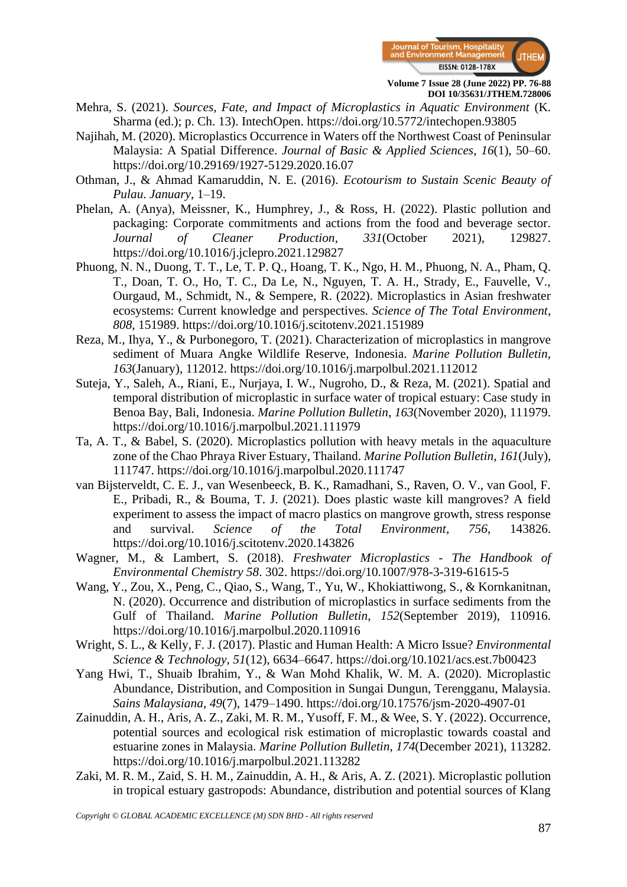Mehra, S. (2021). *Sources, Fate, and Impact of Microplastics in Aquatic Environment* (K. Sharma (ed.); p. Ch. 13). IntechOpen. https://doi.org/10.5772/intechopen.93805

Najihah, M. (2020). Microplastics Occurrence in Waters off the Northwest Coast of Peninsular Malaysia: A Spatial Difference. *Journal of Basic & Applied Sciences*, *16*(1), 50–60. https://doi.org/10.29169/1927-5129.2020.16.07

Othman, J., & Ahmad Kamaruddin, N. E. (2016). *Ecotourism to Sustain Scenic Beauty of Pulau*. *January*, 1–19.

Phelan, A. (Anya), Meissner, K., Humphrey, J., & Ross, H. (2022). Plastic pollution and packaging: Corporate commitments and actions from the food and beverage sector. *Journal of Cleaner Production*, *331*(October 2021), 129827. https://doi.org/10.1016/j.jclepro.2021.129827

Phuong, N. N., Duong, T. T., Le, T. P. Q., Hoang, T. K., Ngo, H. M., Phuong, N. A., Pham, Q. T., Doan, T. O., Ho, T. C., Da Le, N., Nguyen, T. A. H., Strady, E., Fauvelle, V., Ourgaud, M., Schmidt, N., & Sempere, R. (2022). Microplastics in Asian freshwater ecosystems: Current knowledge and perspectives. *Science of The Total Environment*, *808*, 151989. https://doi.org/10.1016/j.scitotenv.2021.151989

Reza, M., Ihya, Y., & Purbonegoro, T. (2021). Characterization of microplastics in mangrove sediment of Muara Angke Wildlife Reserve, Indonesia. *Marine Pollution Bulletin*, *163*(January), 112012. https://doi.org/10.1016/j.marpolbul.2021.112012

Suteja, Y., Saleh, A., Riani, E., Nurjaya, I. W., Nugroho, D., & Reza, M. (2021). Spatial and temporal distribution of microplastic in surface water of tropical estuary: Case study in Benoa Bay, Bali, Indonesia. *Marine Pollution Bulletin*, *163*(November 2020), 111979. https://doi.org/10.1016/j.marpolbul.2021.111979

Ta, A. T., & Babel, S. (2020). Microplastics pollution with heavy metals in the aquaculture zone of the Chao Phraya River Estuary, Thailand. *Marine Pollution Bulletin*, *161*(July), 111747. https://doi.org/10.1016/j.marpolbul.2020.111747

van Bijsterveldt, C. E. J., van Wesenbeeck, B. K., Ramadhani, S., Raven, O. V., van Gool, F. E., Pribadi, R., & Bouma, T. J. (2021). Does plastic waste kill mangroves? A field experiment to assess the impact of macro plastics on mangrove growth, stress response and survival. *Science of the Total Environment*, *756*, 143826. https://doi.org/10.1016/j.scitotenv.2020.143826

Wagner, M., & Lambert, S. (2018). *Freshwater Microplastics - The Handbook of Environmental Chemistry 58*. 302. https://doi.org/10.1007/978-3-319-61615-5

Wang, Y., Zou, X., Peng, C., Qiao, S., Wang, T., Yu, W., Khokiattiwong, S., & Kornkanitnan, N. (2020). Occurrence and distribution of microplastics in surface sediments from the Gulf of Thailand. *Marine Pollution Bulletin*, *152*(September 2019), 110916. https://doi.org/10.1016/j.marpolbul.2020.110916

Wright, S. L., & Kelly, F. J. (2017). Plastic and Human Health: A Micro Issue? *Environmental Science & Technology*, *51*(12), 6634–6647. https://doi.org/10.1021/acs.est.7b00423

Yang Hwi, T., Shuaib Ibrahim, Y., & Wan Mohd Khalik, W. M. A. (2020). Microplastic Abundance, Distribution, and Composition in Sungai Dungun, Terengganu, Malaysia. *Sains Malaysiana*, *49*(7), 1479–1490. https://doi.org/10.17576/jsm-2020-4907-01

Zainuddin, A. H., Aris, A. Z., Zaki, M. R. M., Yusoff, F. M., & Wee, S. Y. (2022). Occurrence, potential sources and ecological risk estimation of microplastic towards coastal and estuarine zones in Malaysia. *Marine Pollution Bulletin*, *174*(December 2021), 113282. https://doi.org/10.1016/j.marpolbul.2021.113282

Zaki, M. R. M., Zaid, S. H. M., Zainuddin, A. H., & Aris, A. Z. (2021). Microplastic pollution in tropical estuary gastropods: Abundance, distribution and potential sources of Klang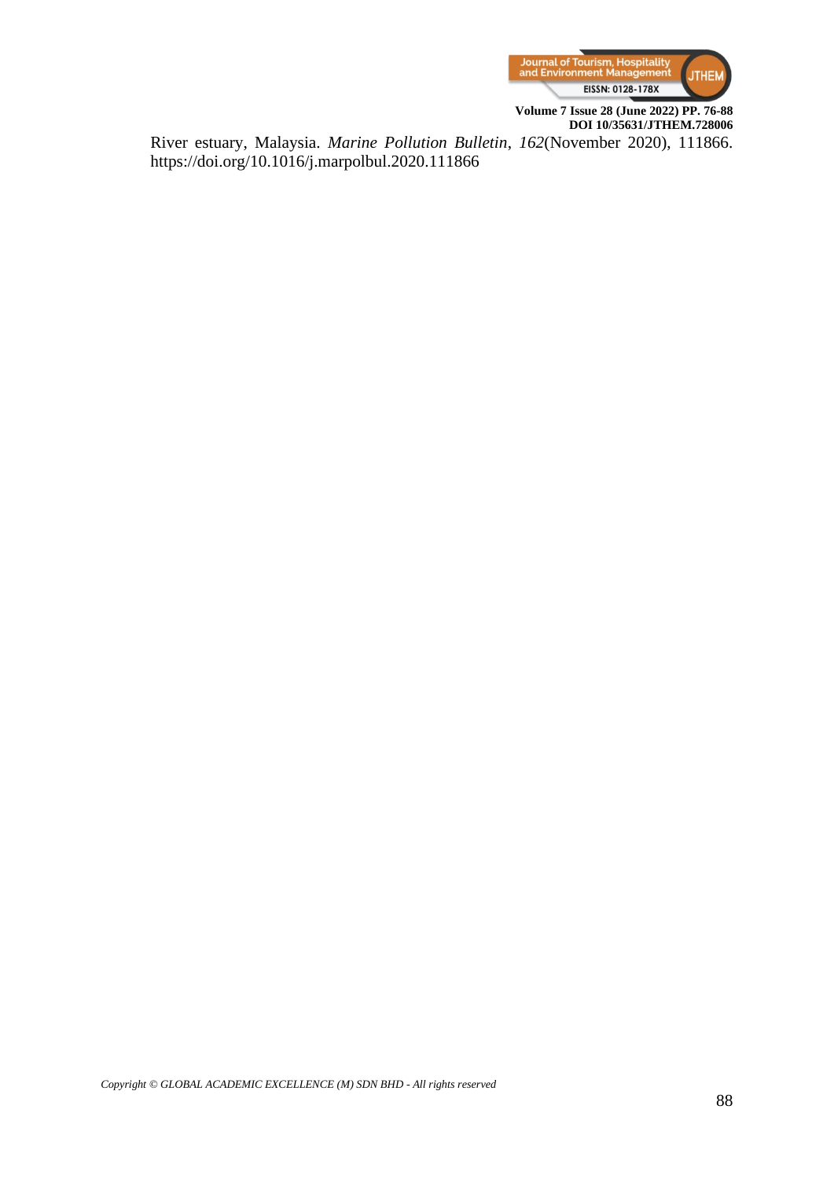River estuary, Malaysia. *Marine Pollution Bulletin*, *162*(November 2020), 111866. https://doi.org/10.1016/j.marpolbul.2020.111866